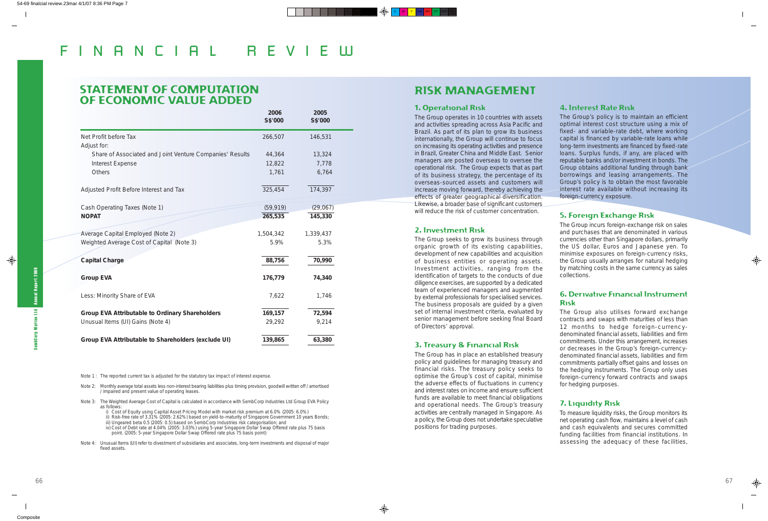# FINANCIAL REVIEW

## STATEMENT OF COMPUTATION OF ECONOMIC VALUE ADDED

| | 2006 S$'000 | 2005 S$'000 |
|---|---|---|
| Net Profit before Tax | 266,507 | 146,531 |
| Adjust for: | | |
| Share of Associated and Joint Venture Companies' Results | 44,364 | 13,324 |
| Interest Expense | 12,822 | 7,778 |
| Others | 1,761 | 6,764 |
| Adjusted Profit Before Interest and Tax | 325,454 | 174,397 |
| Cash Operating Taxes (Note 1) | (59,919) | (29,067) |
| **NOPAT** | **265,535** | **145,330** |
| Average Capital Employed (Note 2) | 1,504,342 | 1,339,437 |
| Weighted Average Cost of Capital (Note 3) | 5.9% | 5.3% |
| **Capital Charge** | **88,756** | **70,990** |
| **Group EVA** | **176,779** | **74,340** |
| Less: Minority Share of EVA | 7,622 | 1,746 |
| **Group EVA Attributable to Ordinary Shareholders** | **169,157** | **72,594** |
| Unusual Items (UI) Gains (Note 4) | 29,292 | 9,214 |
| **Group EVA Attributable to Shareholders (exclude UI)** | **139,865** | **63,380** |

Note 1 : The reported current tax is adjusted for the statutory tax impact of interest expense.

Note 2: Monthly average total assets less non-interest bearing liabilities plus timing provision, goodwill written off / amortised / impaired and present value of operating leases.

Note 3: The Weighted Average Cost of Capital is calculated in accordance with SembCorp Industries Ltd Group EVA Policy as follows:
- i) Cost of Equity using Capital Asset Pricing Model with market risk premium at 6.0% (2005: 6.0%)
- ii) Risk-free rate of 3.31% (2005: 2.62%) based on yield-to-maturity of Singapore Government 10 years Bonds;
- iii) Ungeared beta 0.5 (2005: 0.5) based on SembCorp Industries risk categorisation; and
- iv) Cost of Debt rate at 4.04% (2005: 3.03%) using 5-year Singapore Dollar Swap Offered rate plus 75 basis point. (2005: 5-year Singapore Dollar Swap Offered rate plus 75 basis point)

Note 4: Unusual Items (UI) refer to divestment of subsidiaries and associates, long-term investments and disposal of major fixed assets.

## RISK MANAGEMENT

### 1. Operational Risk

The Group operates in 10 countries with assets and activities spreading across Asia Pacific and Brazil. As part of its plan to grow its business internationally, the Group will continue to focus on increasing its operating activities and presence in Brazil, Greater China and Middle East. Senior managers are posted overseas to oversee the operational risk. The Group expects that as part of its business strategy, the percentage of its overseas-sourced assets and customers will increase moving forward, thereby achieving the effects of greater geographical diversification. Likewise, a broader base of significant customers will reduce the risk of customer concentration.

### 2. Investment Risk

The Group seeks to grow its business through organic growth of its existing capabilities, development of new capabilities and acquisition of business entities or operating assets. Investment activities, ranging from the identification of targets to the conducts of due diligence exercises, are supported by a dedicated team of experienced managers and augmented by external professionals for specialised services. The business proposals are guided by a given set of internal investment criteria, evaluated by senior management before seeking final Board of Directors' approval.

### 3. Treasury & Financial Risk

The Group has in place an established treasury policy and guidelines for managing treasury and financial risks. The treasury policy seeks to optimise the Group's cost of capital, minimise the adverse effects of fluctuations in currency and interest rates on income and ensure sufficient funds are available to meet financial obligations and operational needs. The Group's treasury activities are centrally managed in Singapore. As a policy, the Group does not undertake speculative positions for trading purposes.

### 4. Interest Rate Risk

The Group's policy is to maintain an efficient optimal interest cost structure using a mix of fixed- and variable-rate debt, where working capital is financed by variable-rate loans while long-term investments are financed by fixed-rate loans. Surplus funds, if any, are placed with reputable banks and/or investment in bonds. The Group obtains additional funding through bank borrowings and leasing arrangements. The Group's policy is to obtain the most favorable interest rate available without increasing its foreign-currency exposure.

### 5. Foreign Exchange Risk

The Group incurs foreign-exchange risk on sales and purchases that are denominated in various currencies other than Singapore dollars, primarily the US dollar, Euros and Japanese yen. To minimise exposures on foreign-currency risks, the Group usually arranges for natural hedging by matching costs in the same currency as sales collections.

### 6. Derivative Financial Instrument Risk

The Group also utilises forward exchange contracts and swaps with maturities of less than 12 months to hedge foreign-currency-denominated financial assets, liabilities and firm commitments. Under this arrangement, increases or decreases in the Group's foreign-currency-denominated financial assets, liabilities and firm commitments partially offset gains and losses on the hedging instruments. The Group only uses foreign-currency forward contracts and swaps for hedging purposes.

### 7. Liquidity Risk

To measure liquidity risks, the Group monitors its net operating cash flow, maintains a level of cash and cash equivalents and secures committed funding facilities from financial institutions. In assessing the adequacy of these facilities,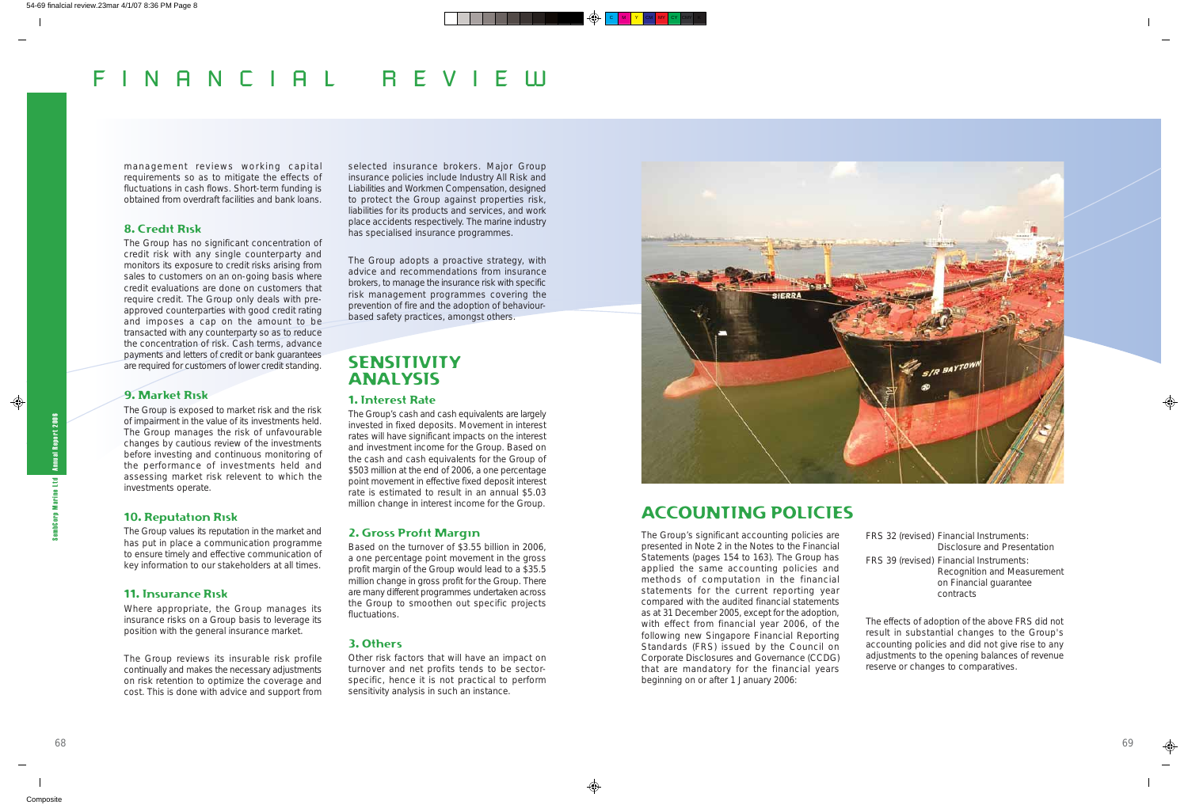# FINANCIAL REVIEW

management reviews working capital requirements so as to mitigate the effects of fluctuations in cash flows. Short-term funding is obtained from overdraft facilities and bank loans.

### 8. Credit Risk

The Group has no significant concentration of credit risk with any single counterparty and monitors its exposure to credit risks arising from sales to customers on an on-going basis where credit evaluations are done on customers that require credit. The Group only deals with pre-approved counterparties with good credit rating and imposes a cap on the amount to be transacted with any counterparty so as to reduce the concentration of risk. Cash terms, advance payments and letters of credit or bank guarantees are required for customers of lower credit standing.

### 9. Market Risk

The Group is exposed to market risk and the risk of impairment in the value of its investments held. The Group manages the risk of unfavourable changes by cautious review of the investments before investing and continuous monitoring of the performance of investments held and assessing market risk relevent to which the investments operate.

### 10. Reputation Risk

The Group values its reputation in the market and has put in place a communication programme to ensure timely and effective communication of key information to our stakeholders at all times.

### 11. Insurance Risk

Where appropriate, the Group manages its insurance risks on a Group basis to leverage its position with the general insurance market.

The Group reviews its insurable risk profile continually and makes the necessary adjustments on risk retention to optimize the coverage and cost. This is done with advice and support from selected insurance brokers. Major Group insurance policies include Industry All Risk and Liabilities and Workmen Compensation, designed to protect the Group against properties risk, liabilities for its products and services, and work place accidents respectively. The marine industry has specialised insurance programmes.

The Group adopts a proactive strategy, with advice and recommendations from insurance brokers, to manage the insurance risk with specific risk management programmes covering the prevention of fire and the adoption of behaviour-based safety practices, amongst others.

## SENSITIVITY ANALYSIS

### 1. Interest Rate

The Group's cash and cash equivalents are largely invested in fixed deposits. Movement in interest rates will have significant impacts on the interest and investment income for the Group. Based on the cash and cash equivalents for the Group of $503 million at the end of 2006, a one percentage point movement in effective fixed deposit interest rate is estimated to result in an annual $5.03 million change in interest income for the Group.

### 2. Gross Profit Margin

Based on the turnover of $3.55 billion in 2006, a one percentage point movement in the gross profit margin of the Group would lead to a $35.5 million change in gross profit for the Group. There are many different programmes undertaken across the Group to smoothen out specific projects fluctuations.

### 3. Others

Other risk factors that will have an impact on turnover and net profits tends to be sector-specific, hence it is not practical to perform sensitivity analysis in such an instance.

## ACCOUNTING POLICIES

The Group's significant accounting policies are presented in Note 2 in the Notes to the Financial Statements (pages 154 to 163). The Group has applied the same accounting policies and methods of computation in the financial statements for the current reporting year compared with the audited financial statements as at 31 December 2005, except for the adoption, with effect from financial year 2006, of the following new Singapore Financial Reporting Standards (FRS) issued by the Council on Corporate Disclosures and Governance (CCDG) that are mandatory for the financial years beginning on or after 1 January 2006:

- FRS 32 (revised) Financial Instruments: Disclosure and Presentation
- FRS 39 (revised) Financial Instruments: Recognition and Measurement on Financial guarantee contracts

The effects of adoption of the above FRS did not result in substantial changes to the Group's accounting policies and did not give rise to any adjustments to the opening balances of revenue reserve or changes to comparatives.